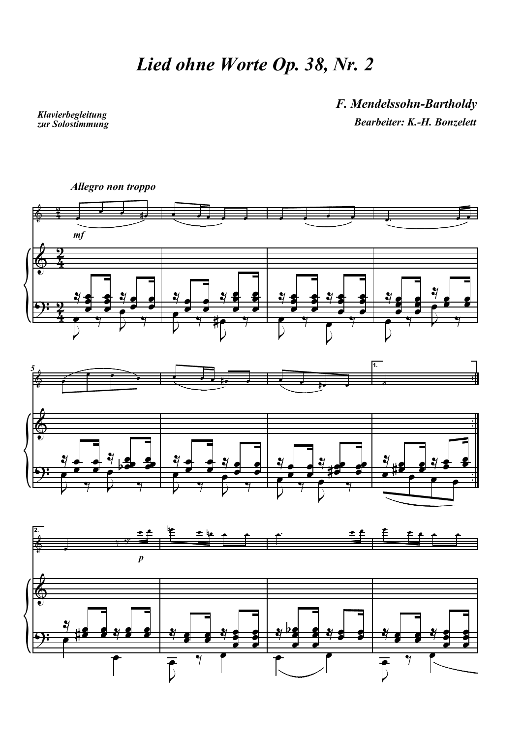# *Lied ohne Worte Op. 38, Nr. 2*

***F. Mendelssohn-Bartholdy***

***Bearbeiter: K.-H. Bonzelett***

***Klavierbegleitung zur Solostimmung***

***Allegro non troppo***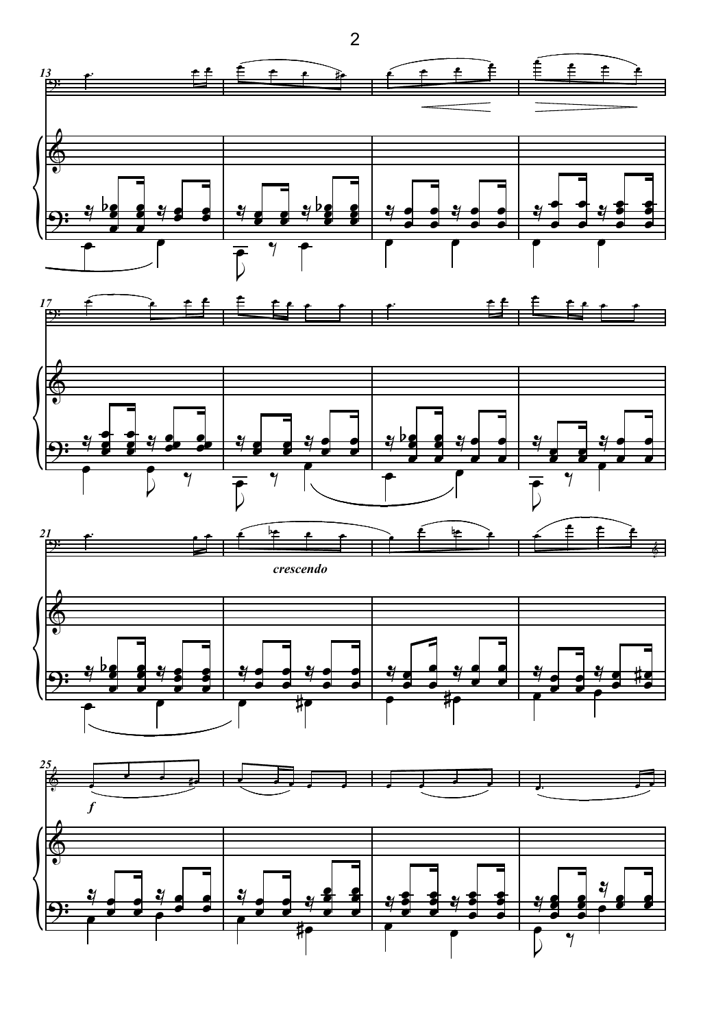crescendo

*f*